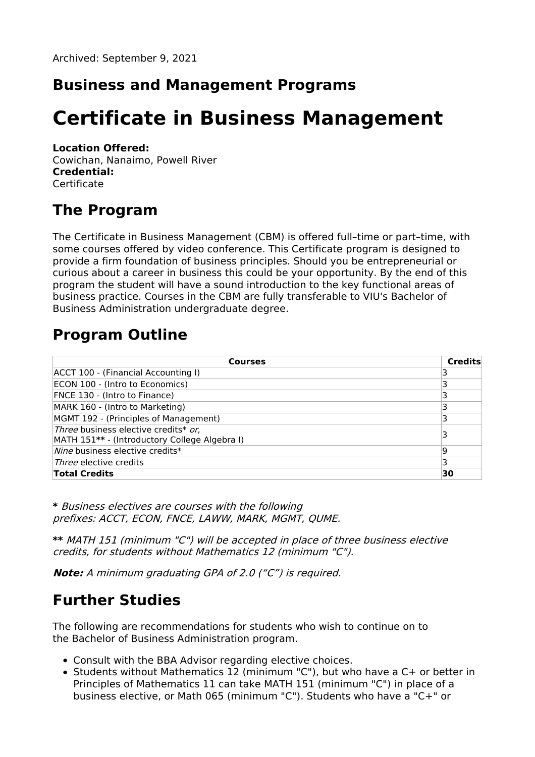Archived: September 9, 2021

## Business and Management Programs

# Certificate in Business Management

**Location Offered:**
Cowichan, Nanaimo, Powell River
**Credential:**
Certificate

## The Program

The Certificate in Business Management (CBM) is offered full–time or part–time, with some courses offered by video conference. This Certificate program is designed to provide a firm foundation of business principles. Should you be entrepreneurial or curious about a career in business this could be your opportunity. By the end of this program the student will have a sound introduction to the key functional areas of business practice. Courses in the CBM are fully transferable to VIU's Bachelor of Business Administration undergraduate degree.

## Program Outline

| Courses | Credits |
|---|---|
| ACCT 100 - (Financial Accounting I) | 3 |
| ECON 100 - (Intro to Economics) | 3 |
| FNCE 130 - (Intro to Finance) | 3 |
| MARK 160 - (Intro to Marketing) | 3 |
| MGMT 192 - (Principles of Management) | 3 |
| *Three* business elective credits* *or*, MATH 151**\*\*** - (Introductory College Algebra I) | 3 |
| *Nine* business elective credits* | 9 |
| *Three* elective credits | 3 |
| **Total Credits** | **30** |

**\*** *Business electives are courses with the following prefixes: ACCT, ECON, FNCE, LAWW, MARK, MGMT, QUME.*

**\*\*** *MATH 151 (minimum "C") will be accepted in place of three business elective credits, for students without Mathematics 12 (minimum "C").*

***Note:*** *A minimum graduating GPA of 2.0 ("C") is required.*

## Further Studies

The following are recommendations for students who wish to continue on to the Bachelor of Business Administration program.

- Consult with the BBA Advisor regarding elective choices.
- Students without Mathematics 12 (minimum "C"), but who have a C+ or better in Principles of Mathematics 11 can take MATH 151 (minimum "C") in place of a business elective, or Math 065 (minimum "C"). Students who have a "C+" or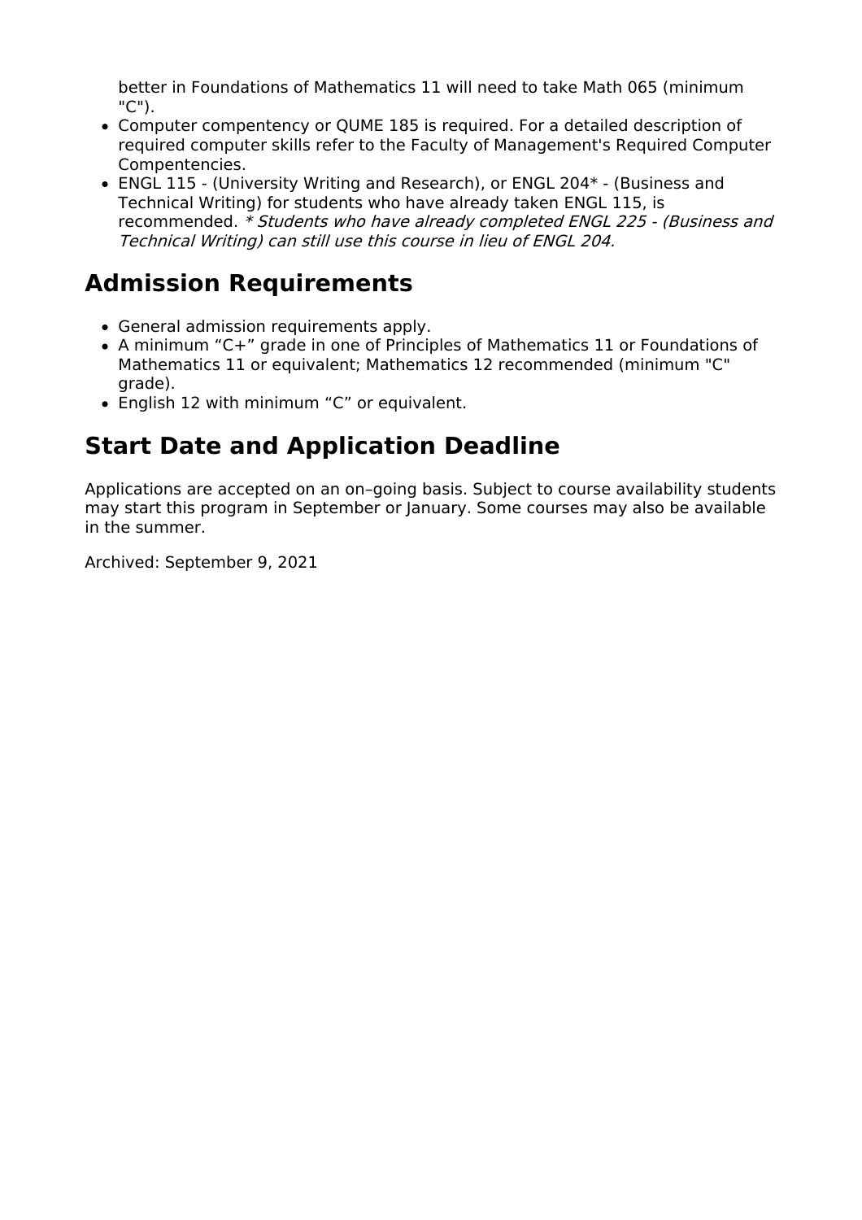better in Foundations of Mathematics 11 will need to take Math 065 (minimum "C").
- Computer compentency or QUME 185 is required. For a detailed description of required computer skills refer to the Faculty of Management's Required Computer Compentencies.
- ENGL 115 - (University Writing and Research), or ENGL 204* - (Business and Technical Writing) for students who have already taken ENGL 115, is recommended. *\* Students who have already completed ENGL 225 - (Business and Technical Writing) can still use this course in lieu of ENGL 204.*

## Admission Requirements

- General admission requirements apply.
- A minimum “C+” grade in one of Principles of Mathematics 11 or Foundations of Mathematics 11 or equivalent; Mathematics 12 recommended (minimum "C" grade).
- English 12 with minimum “C” or equivalent.

## Start Date and Application Deadline

Applications are accepted on an on–going basis. Subject to course availability students may start this program in September or January. Some courses may also be available in the summer.

Archived: September 9, 2021